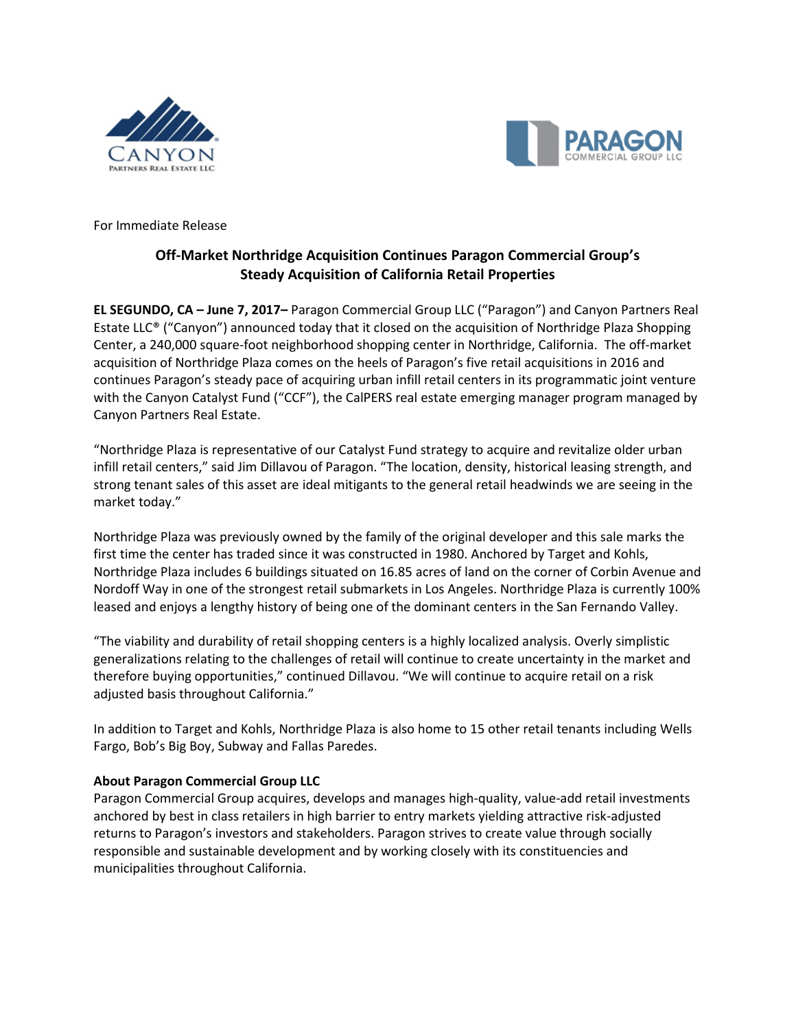For Immediate Release

## Off-Market Northridge Acquisition Continues Paragon Commercial Group's Steady Acquisition of California Retail Properties

**EL SEGUNDO, CA – June 7, 2017–** Paragon Commercial Group LLC ("Paragon") and Canyon Partners Real Estate LLC® ("Canyon") announced today that it closed on the acquisition of Northridge Plaza Shopping Center, a 240,000 square-foot neighborhood shopping center in Northridge, California. The off-market acquisition of Northridge Plaza comes on the heels of Paragon's five retail acquisitions in 2016 and continues Paragon's steady pace of acquiring urban infill retail centers in its programmatic joint venture with the Canyon Catalyst Fund ("CCF"), the CalPERS real estate emerging manager program managed by Canyon Partners Real Estate.

"Northridge Plaza is representative of our Catalyst Fund strategy to acquire and revitalize older urban infill retail centers," said Jim Dillavou of Paragon. "The location, density, historical leasing strength, and strong tenant sales of this asset are ideal mitigants to the general retail headwinds we are seeing in the market today."

Northridge Plaza was previously owned by the family of the original developer and this sale marks the first time the center has traded since it was constructed in 1980. Anchored by Target and Kohls, Northridge Plaza includes 6 buildings situated on 16.85 acres of land on the corner of Corbin Avenue and Nordoff Way in one of the strongest retail submarkets in Los Angeles. Northridge Plaza is currently 100% leased and enjoys a lengthy history of being one of the dominant centers in the San Fernando Valley.

"The viability and durability of retail shopping centers is a highly localized analysis. Overly simplistic generalizations relating to the challenges of retail will continue to create uncertainty in the market and therefore buying opportunities," continued Dillavou. "We will continue to acquire retail on a risk adjusted basis throughout California."

In addition to Target and Kohls, Northridge Plaza is also home to 15 other retail tenants including Wells Fargo, Bob's Big Boy, Subway and Fallas Paredes.

**About Paragon Commercial Group LLC**

Paragon Commercial Group acquires, develops and manages high-quality, value-add retail investments anchored by best in class retailers in high barrier to entry markets yielding attractive risk-adjusted returns to Paragon's investors and stakeholders. Paragon strives to create value through socially responsible and sustainable development and by working closely with its constituencies and municipalities throughout California.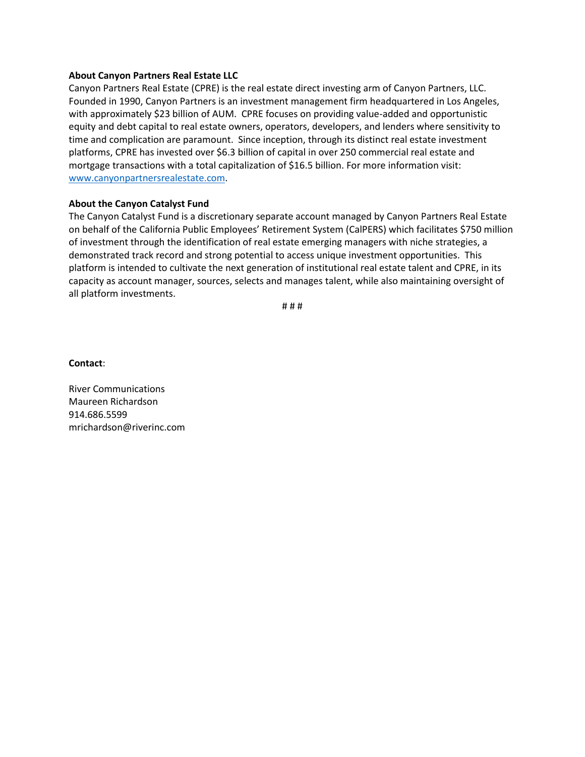**About Canyon Partners Real Estate LLC**

Canyon Partners Real Estate (CPRE) is the real estate direct investing arm of Canyon Partners, LLC. Founded in 1990, Canyon Partners is an investment management firm headquartered in Los Angeles, with approximately $23 billion of AUM. CPRE focuses on providing value-added and opportunistic equity and debt capital to real estate owners, operators, developers, and lenders where sensitivity to time and complication are paramount. Since inception, through its distinct real estate investment platforms, CPRE has invested over $6.3 billion of capital in over 250 commercial real estate and mortgage transactions with a total capitalization of $16.5 billion. For more information visit: [www.canyonpartnersrealestate.com](www.canyonpartnersrealestate.com).

**About the Canyon Catalyst Fund**

The Canyon Catalyst Fund is a discretionary separate account managed by Canyon Partners Real Estate on behalf of the California Public Employees' Retirement System (CalPERS) which facilitates $750 million of investment through the identification of real estate emerging managers with niche strategies, a demonstrated track record and strong potential to access unique investment opportunities. This platform is intended to cultivate the next generation of institutional real estate talent and CPRE, in its capacity as account manager, sources, selects and manages talent, while also maintaining oversight of all platform investments.

# # #

**Contact**:

River Communications
Maureen Richardson
914.686.5599
mrichardson@riverinc.com